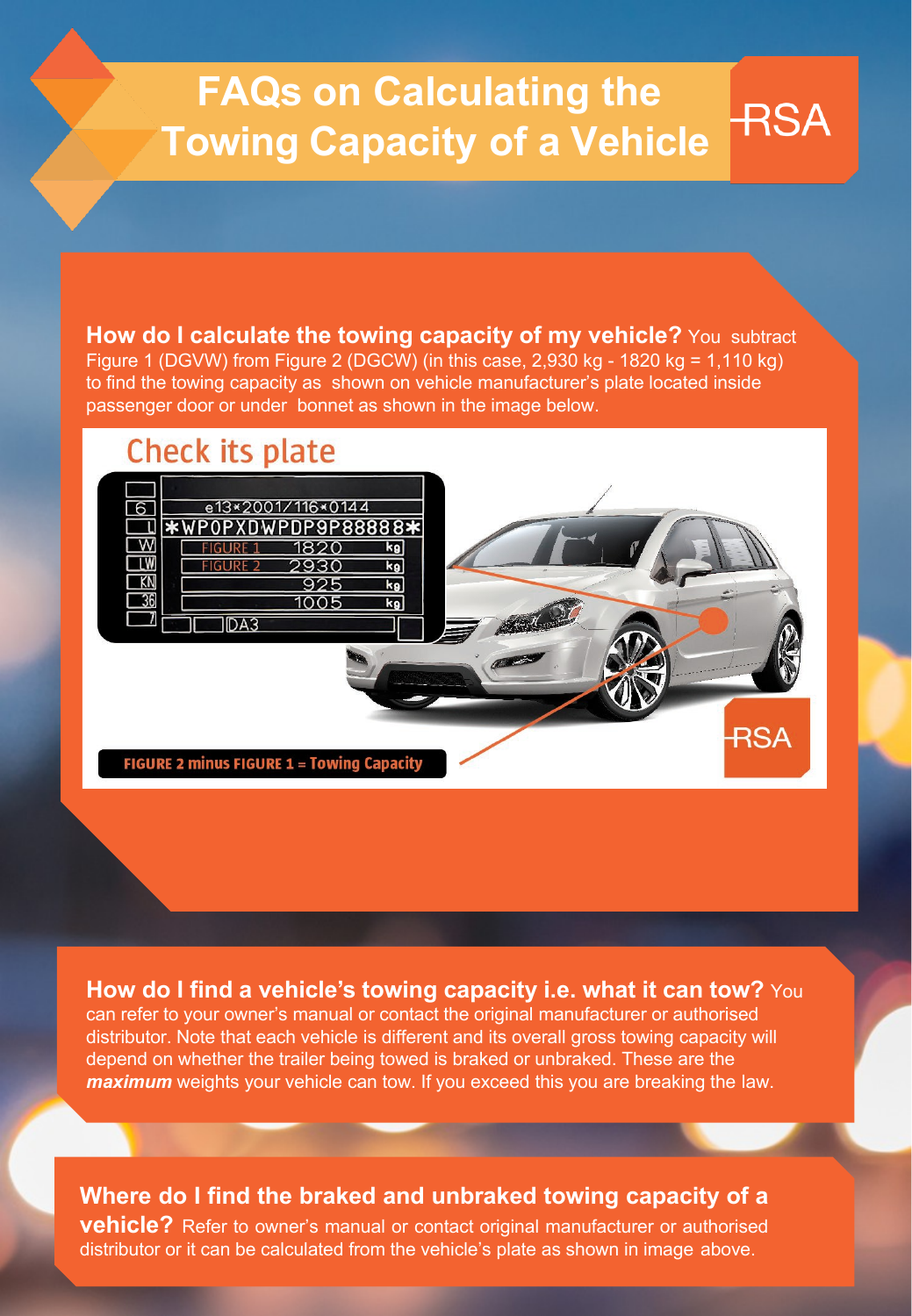# FAQs on Calculating the Towing Capacity of a Vehicle

RSA

**How do I calculate the towing capacity of my vehicle?** You subtract Figure 1 (DGVW) from Figure 2 (DGCW) (in this case, 2,930 kg - 1820 kg = 1,110 kg) to find the towing capacity as shown on vehicle manufacturer's plate located inside passenger door or under bonnet as shown in the image below.

Check its plate

FIGURE 2 minus FIGURE 1 = Towing Capacity

**How do I find a vehicle's towing capacity i.e. what it can tow?** You can refer to your owner's manual or contact the original manufacturer or authorised distributor. Note that each vehicle is different and its overall gross towing capacity will depend on whether the trailer being towed is braked or unbraked. These are the ***maximum*** weights your vehicle can tow. If you exceed this you are breaking the law.

**Where do I find the braked and unbraked towing capacity of a vehicle?** Refer to owner's manual or contact original manufacturer or authorised distributor or it can be calculated from the vehicle's plate as shown in image above.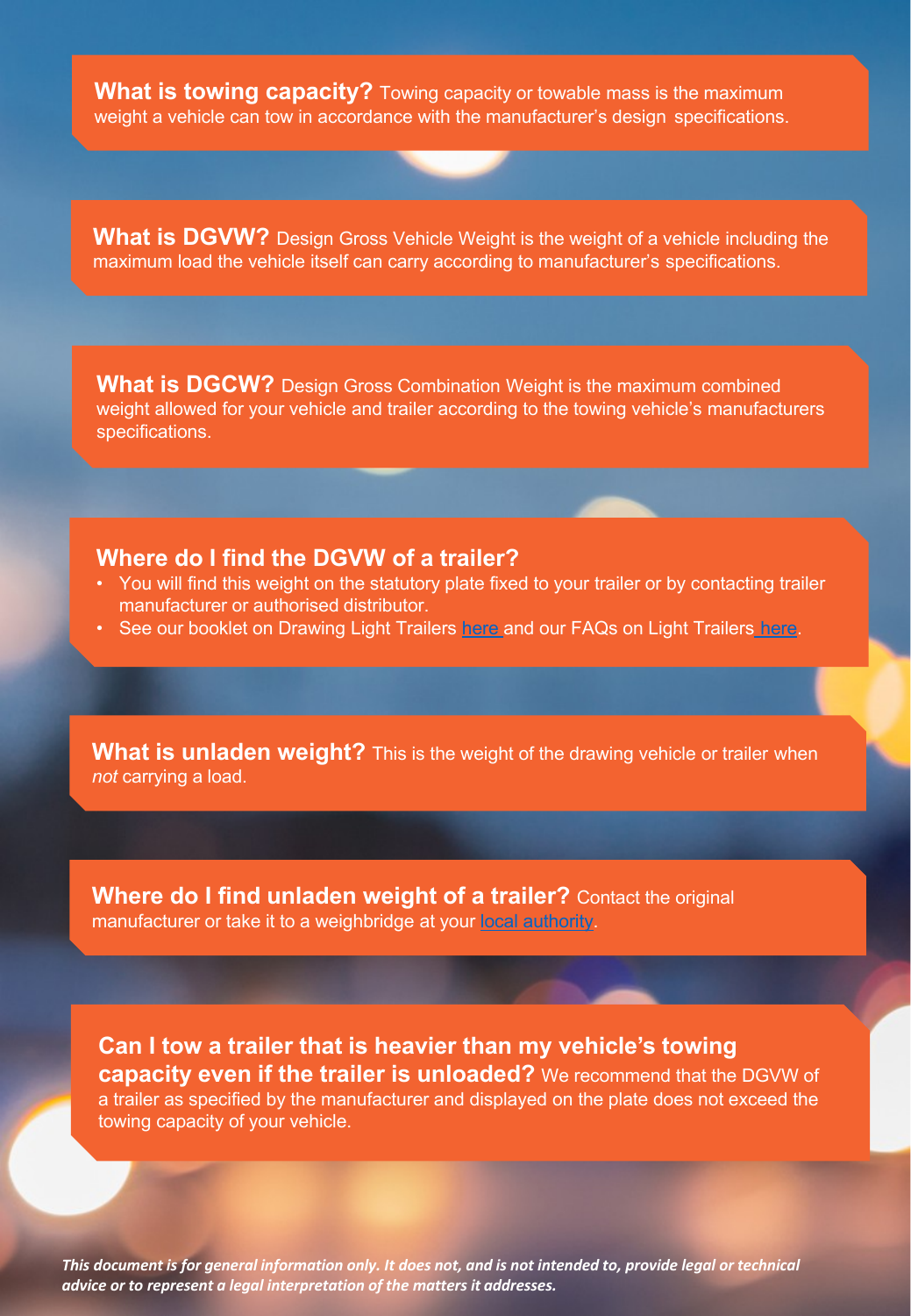**What is towing capacity?** Towing capacity or towable mass is the maximum weight a vehicle can tow in accordance with the manufacturer's design specifications.

**What is DGVW?** Design Gross Vehicle Weight is the weight of a vehicle including the maximum load the vehicle itself can carry according to manufacturer's specifications.

**What is DGCW?** Design Gross Combination Weight is the maximum combined weight allowed for your vehicle and trailer according to the towing vehicle's manufacturers specifications.

**Where do I find the DGVW of a trailer?**

- You will find this weight on the statutory plate fixed to your trailer or by contacting trailer manufacturer or authorised distributor.
- See our booklet on Drawing Light Trailers here and our FAQs on Light Trailers here.

**What is unladen weight?** This is the weight of the drawing vehicle or trailer when *not* carrying a load.

**Where do I find unladen weight of a trailer?** Contact the original manufacturer or take it to a weighbridge at your local authority.

**Can I tow a trailer that is heavier than my vehicle's towing capacity even if the trailer is unloaded?** We recommend that the DGVW of a trailer as specified by the manufacturer and displayed on the plate does not exceed the towing capacity of your vehicle.

***This document is for general information only. It does not, and is not intended to, provide legal or technical advice or to represent a legal interpretation of the matters it addresses.***